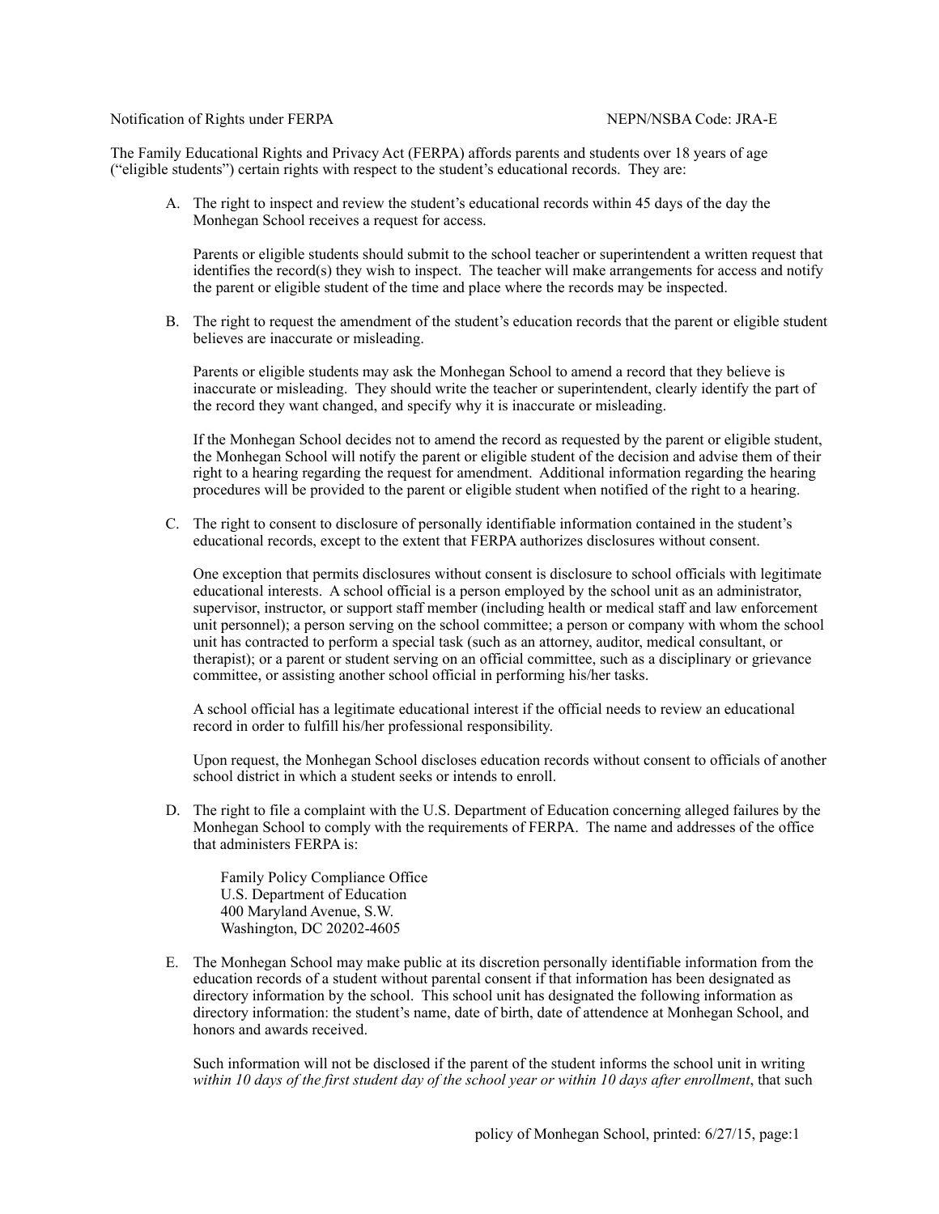Notification of Rights under FERPA NEPN/NSBA Code: JRA-E

The Family Educational Rights and Privacy Act (FERPA) affords parents and students over 18 years of age ("eligible students") certain rights with respect to the student's educational records. They are:

A. The right to inspect and review the student's educational records within 45 days of the day the Monhegan School receives a request for access.

   Parents or eligible students should submit to the school teacher or superintendent a written request that identifies the record(s) they wish to inspect. The teacher will make arrangements for access and notify the parent or eligible student of the time and place where the records may be inspected.

B. The right to request the amendment of the student's education records that the parent or eligible student believes are inaccurate or misleading.

   Parents or eligible students may ask the Monhegan School to amend a record that they believe is inaccurate or misleading. They should write the teacher or superintendent, clearly identify the part of the record they want changed, and specify why it is inaccurate or misleading.

   If the Monhegan School decides not to amend the record as requested by the parent or eligible student, the Monhegan School will notify the parent or eligible student of the decision and advise them of their right to a hearing regarding the request for amendment. Additional information regarding the hearing procedures will be provided to the parent or eligible student when notified of the right to a hearing.

C. The right to consent to disclosure of personally identifiable information contained in the student's educational records, except to the extent that FERPA authorizes disclosures without consent.

   One exception that permits disclosures without consent is disclosure to school officials with legitimate educational interests. A school official is a person employed by the school unit as an administrator, supervisor, instructor, or support staff member (including health or medical staff and law enforcement unit personnel); a person serving on the school committee; a person or company with whom the school unit has contracted to perform a special task (such as an attorney, auditor, medical consultant, or therapist); or a parent or student serving on an official committee, such as a disciplinary or grievance committee, or assisting another school official in performing his/her tasks.

   A school official has a legitimate educational interest if the official needs to review an educational record in order to fulfill his/her professional responsibility.

   Upon request, the Monhegan School discloses education records without consent to officials of another school district in which a student seeks or intends to enroll.

D. The right to file a complaint with the U.S. Department of Education concerning alleged failures by the Monhegan School to comply with the requirements of FERPA. The name and addresses of the office that administers FERPA is:

   Family Policy Compliance Office
   U.S. Department of Education
   400 Maryland Avenue, S.W.
   Washington, DC 20202-4605

E. The Monhegan School may make public at its discretion personally identifiable information from the education records of a student without parental consent if that information has been designated as directory information by the school. This school unit has designated the following information as directory information: the student's name, date of birth, date of attendence at Monhegan School, and honors and awards received.

   Such information will not be disclosed if the parent of the student informs the school unit in writing *within 10 days of the first student day of the school year or within 10 days after enrollment*, that such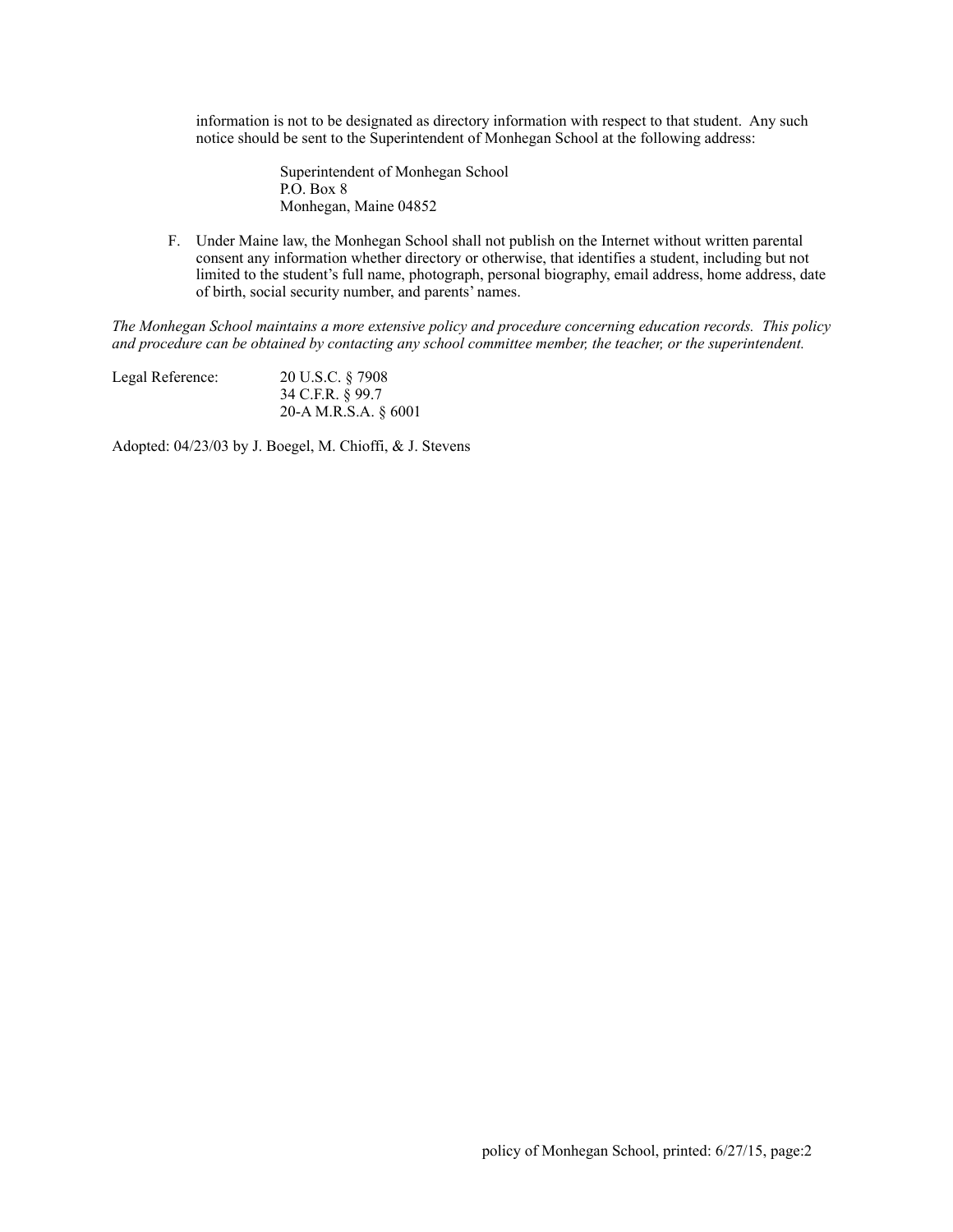information is not to be designated as directory information with respect to that student. Any such notice should be sent to the Superintendent of Monhegan School at the following address:

Superintendent of Monhegan School
P.O. Box 8
Monhegan, Maine 04852

F. Under Maine law, the Monhegan School shall not publish on the Internet without written parental consent any information whether directory or otherwise, that identifies a student, including but not limited to the student's full name, photograph, personal biography, email address, home address, date of birth, social security number, and parents' names.

*The Monhegan School maintains a more extensive policy and procedure concerning education records. This policy and procedure can be obtained by contacting any school committee member, the teacher, or the superintendent.*

Legal Reference: 20 U.S.C. § 7908
34 C.F.R. § 99.7
20-A M.R.S.A. § 6001

Adopted: 04/23/03 by J. Boegel, M. Chioffi, & J. Stevens